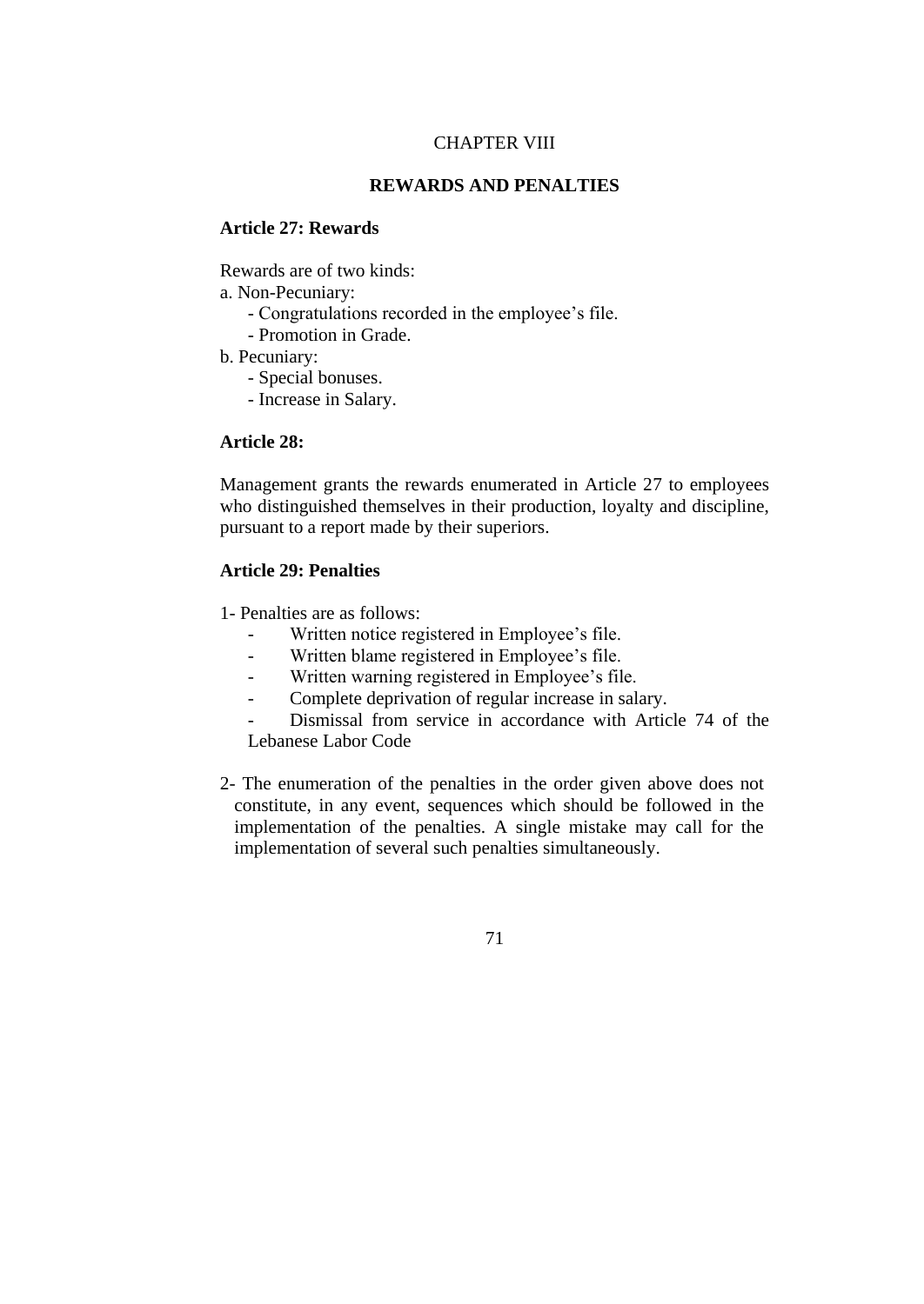# CHAPTER VIII

## REWARDS AND PENALTIES

### Article 27: Rewards

Rewards are of two kinds:

a. Non-Pecuniary:
- Congratulations recorded in the employee's file.
- Promotion in Grade.

b. Pecuniary:
- Special bonuses.
- Increase in Salary.

### Article 28:

Management grants the rewards enumerated in Article 27 to employees who distinguished themselves in their production, loyalty and discipline, pursuant to a report made by their superiors.

### Article 29: Penalties

1- Penalties are as follows:
- Written notice registered in Employee's file.
- Written blame registered in Employee's file.
- Written warning registered in Employee's file.
- Complete deprivation of regular increase in salary.
- Dismissal from service in accordance with Article 74 of the Lebanese Labor Code

2- The enumeration of the penalties in the order given above does not constitute, in any event, sequences which should be followed in the implementation of the penalties. A single mistake may call for the implementation of several such penalties simultaneously.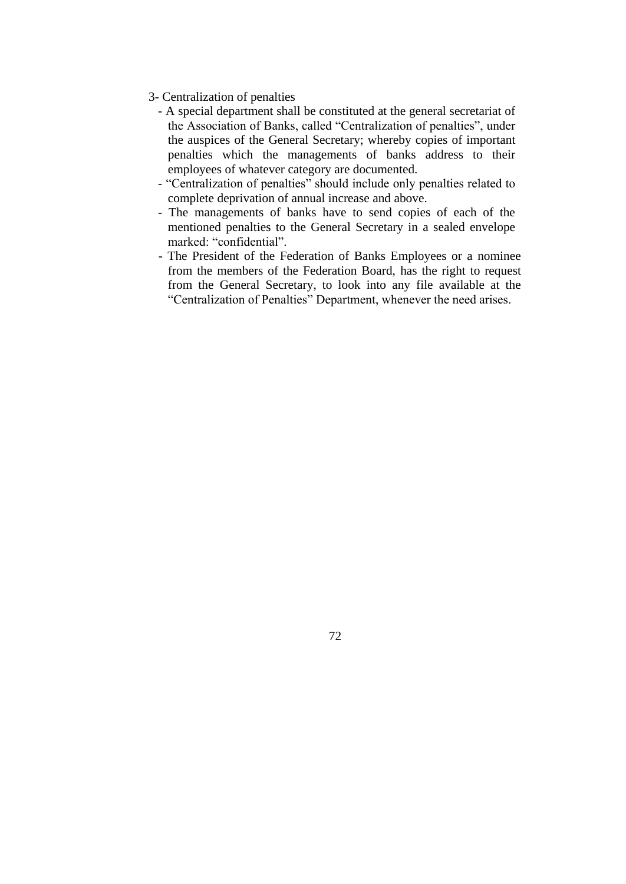3- Centralization of penalties

- A special department shall be constituted at the general secretariat of the Association of Banks, called "Centralization of penalties", under the auspices of the General Secretary; whereby copies of important penalties which the managements of banks address to their employees of whatever category are documented.
- "Centralization of penalties" should include only penalties related to complete deprivation of annual increase and above.
- The managements of banks have to send copies of each of the mentioned penalties to the General Secretary in a sealed envelope marked: "confidential".
- The President of the Federation of Banks Employees or a nominee from the members of the Federation Board, has the right to request from the General Secretary, to look into any file available at the "Centralization of Penalties" Department, whenever the need arises.